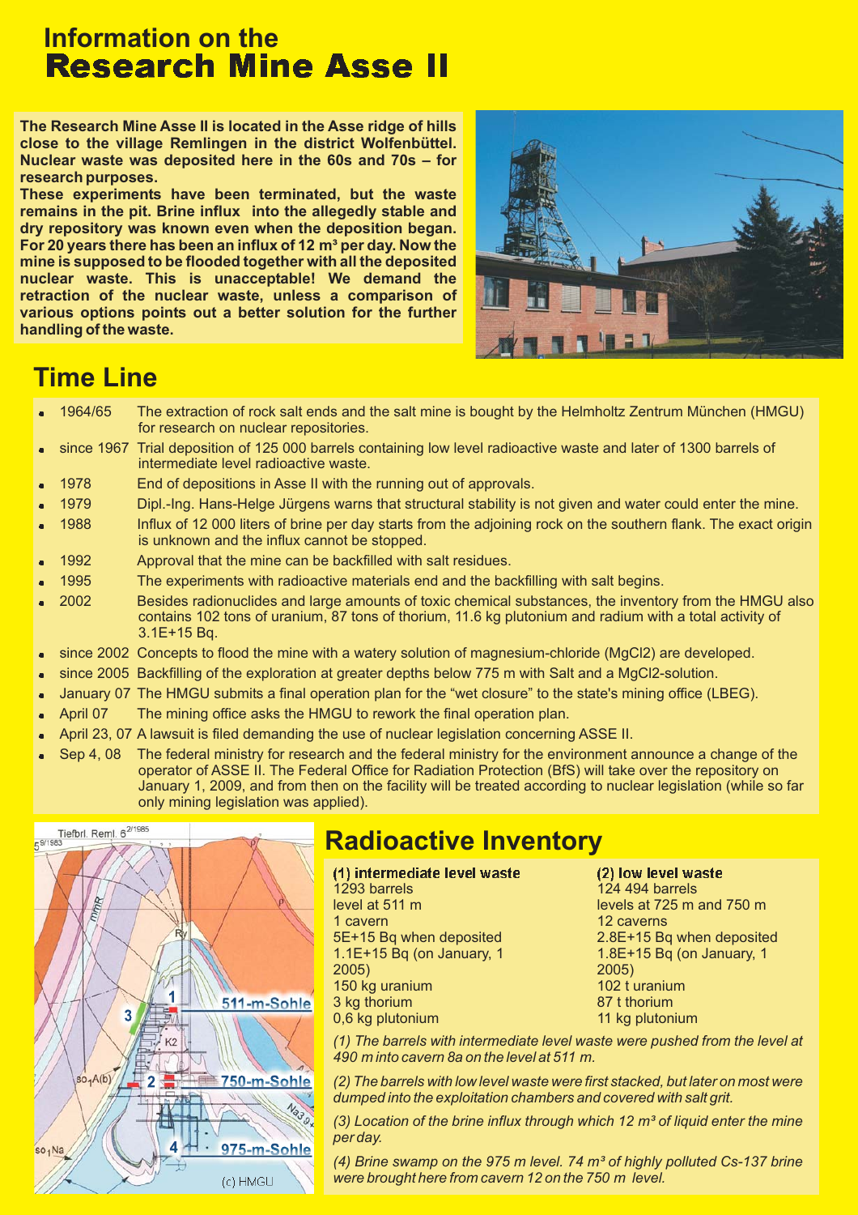# Information on the
# Research Mine Asse II

**The Research Mine Asse II is located in the Asse ridge of hills close to the village Remlingen in the district Wolfenbüttel. Nuclear waste was deposited here in the 60s and 70s – for research purposes.**
**These experiments have been terminated, but the waste remains in the pit. Brine influx into the allegedly stable and dry repository was known even when the deposition began. For 20 years there has been an influx of 12 m³ per day. Now the mine is supposed to be flooded together with all the deposited nuclear waste. This is unacceptable! We demand the retraction of the nuclear waste, unless a comparison of various options points out a better solution for the further handling of the waste.**

## Time Line

- 1964/65 The extraction of rock salt ends and the salt mine is bought by the Helmholtz Zentrum München (HMGU) for research on nuclear repositories.
- since 1967 Trial deposition of 125 000 barrels containing low level radioactive waste and later of 1300 barrels of intermediate level radioactive waste.
- 1978 End of depositions in Asse II with the running out of approvals.
- 1979 Dipl.-Ing. Hans-Helge Jürgens warns that structural stability is not given and water could enter the mine.
- 1988 Influx of 12 000 liters of brine per day starts from the adjoining rock on the southern flank. The exact origin is unknown and the influx cannot be stopped.
- 1992 Approval that the mine can be backfilled with salt residues.
- 1995 The experiments with radioactive materials end and the backfilling with salt begins.
- 2002 Besides radionuclides and large amounts of toxic chemical substances, the inventory from the HMGU also contains 102 tons of uranium, 87 tons of thorium, 11.6 kg plutonium and radium with a total activity of 3.1E+15 Bq.
- since 2002 Concepts to flood the mine with a watery solution of magnesium-chloride ($MgCl_2$) are developed.
- since 2005 Backfilling of the exploration at greater depths below 775 m with Salt and a $MgCl_2$-solution.
- January 07 The HMGU submits a final operation plan for the "wet closure" to the state's mining office (LBEG).
- April 07 The mining office asks the HMGU to rework the final operation plan.
- April 23, 07 A lawsuit is filed demanding the use of nuclear legislation concerning ASSE II.
- Sep 4, 08 The federal ministry for research and the federal ministry for the environment announce a change of the operator of ASSE II. The Federal Office for Radiation Protection (BfS) will take over the repository on January 1, 2009, and from then on the facility will be treated according to nuclear legislation (while so far only mining legislation was applied).

## Radioactive Inventory

**(1) intermediate level waste**
1293 barrels
level at 511 m
1 cavern
5E+15 Bq when deposited
1.1E+15 Bq (on January, 1 2005)
150 kg uranium
3 kg thorium
0,6 kg plutonium

**(2) low level waste**
124 494 barrels
levels at 725 m and 750 m
12 caverns
2.8E+15 Bq when deposited
1.8E+15 Bq (on January, 1 2005)
102 t uranium
87 t thorium
11 kg plutonium

*(1) The barrels with intermediate level waste were pushed from the level at 490 m into cavern 8a on the level at 511 m.*

*(2) The barrels with low level waste were first stacked, but later on most were dumped into the exploitation chambers and covered with salt grit.*

*(3) Location of the brine influx through which 12 m³ of liquid enter the mine per day.*

*(4) Brine swamp on the 975 m level. 74 m³ of highly polluted Cs-137 brine were brought here from cavern 12 on the 750 m level.*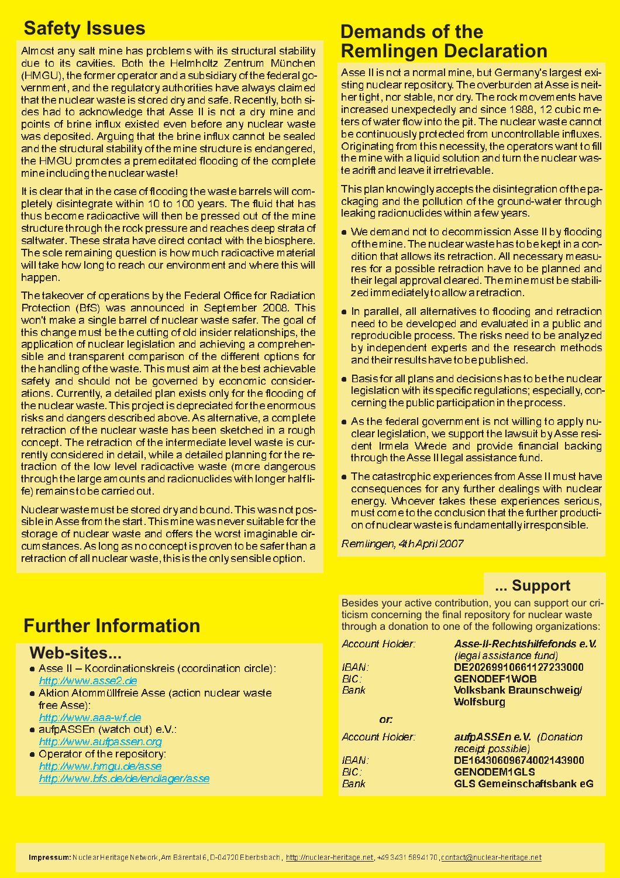## Safety Issues

Almost any salt mine has problems with its structural stability due to its cavities. Both the Helmholtz Zentrum München (HMGU), the former operator and a subsidiary of the federal government, and the regulatory authorities have always claimed that the nuclear waste is stored dry and safe. Recently, both sides had to acknowledge that Asse II is not a dry mine and points of brine influx existed even before any nuclear waste was deposited. Arguing that the brine influx cannot be sealed and the structural stability of the mine structure is endangered, the HMGU promotes a premeditated flooding of the complete mine including the nuclear waste!

It is clear that in the case of flooding the waste barrels will completely disintegrate within 10 to 100 years. The fluid that has thus become radioactive will then be pressed out of the mine structure through the rock pressure and reaches deep strata of saltwater. These strata have direct contact with the biosphere. The sole remaining question is how much radioactive material will take how long to reach our environment and where this will happen.

The takeover of operations by the Federal Office for Radiation Protection (BfS) was announced in September 2008. This won't make a single barrel of nuclear waste safer. The goal of this change must be the cutting of old insider relationships, the application of nuclear legislation and achieving a comprehensible and transparent comparison of the different options for the handling of the waste. This must aim at the best achievable safety and should not be governed by economic considerations. Currently, a detailed plan exists only for the flooding of the nuclear waste. This project is depreciated for the enormous risks and dangers described above. As alternative, a complete retraction of the nuclear waste has been sketched in a rough concept. The retraction of the intermediate level waste is currently considered in detail, while a detailed planning for the retraction of the low level radioactive waste (more dangerous through the large amounts and radionuclides with longer half life) remains to be carried out.

Nuclear waste must be stored dry and bound. This was not possible in Asse from the start. This mine was never suitable for the storage of nuclear waste and offers the worst imaginable circumstances. As long as no concept is proven to be safer than a retraction of all nuclear waste, this is the only sensible option.

## Demands of the Remlingen Declaration

Asse II is not a normal mine, but Germany's largest existing nuclear repository. The overburden at Asse is neither tight, nor stable, nor dry. The rock movements have increased unexpectedly and since 1988, 12 cubic meters of water flow into the pit. The nuclear waste cannot be continuously protected from uncontrollable influxes. Originating from this necessity, the operators want to fill the mine with a liquid solution and turn the nuclear waste adrift and leave it irretrievable.

This plan knowingly accepts the disintegration of the packaging and the pollution of the ground-water through leaking radionuclides within a few years.

- We demand not to decommission Asse II by flooding of the mine. The nuclear waste has to be kept in a condition that allows its retraction. All necessary measures for a possible retraction have to be planned and their legal approval cleared. The mine must be stabilized immediately to allow a retraction.
- In parallel, all alternatives to flooding and retraction need to be developed and evaluated in a public and reproducible process. The risks need to be analyzed by independent experts and the research methods and their results have to be published.
- Basis for all plans and decisions has to be the nuclear legislation with its specific regulations; especially, concerning the public participation in the process.
- As the federal government is not willing to apply nuclear legislation, we support the lawsuit by Asse resident Irmela Wrede and provide financial backing through the Asse II legal assistance fund.
- The catastrophic experiences from Asse II must have consequences for any further dealings with nuclear energy. Whoever takes these experiences serious, must come to the conclusion that the further production of nuclear waste is fundamentally irresponsible.

*Remlingen, 4th April 2007*

## Further Information

### Web-sites...

- Asse II – Koordinationskreis (coordination circle): http://www.asse2.de
- Aktion Atommüllfreie Asse (action nuclear waste free Asse): http://www.aaa-wf.de
- aufpASSEn (watch out) e.V.: http://www.aufpassen.org
- Operator of the repository: http://www.hmgu.de/asse http://www.bfs.de/de/endlager/asse

### ... Support

Besides your active contribution, you can support our criticism concerning the final repository for nuclear waste through a donation to one of the following organizations:

| | |
|---|---|
| *Account Holder:* | ***Asse-II-Rechtshilfefonds e.V.*** *(legal assistance fund)* |
| *IBAN:* | **DE20269910661127233000** |
| *BIC:* | **GENODEF1WOB** |
| *Bank* | **Volksbank Braunschweig/ Wolfsburg** |

***or:***

| | |
|---|---|
| *Account Holder:* | ***aufpASSEn e.V.*** *(Donation receipt possible)* |
| *IBAN:* | **DE16430609674002143900** |
| *BIC:* | **GENODEM1GLS** |
| *Bank* | **GLS Gemeinschaftsbank eG** |

**Impressum:** Nuclear Heritage Network, Am Bärental 6, D-04720 Ebersbach, http://nuclear-heritage.net, +49 3431 5894170, contact@nuclear-heritage.net